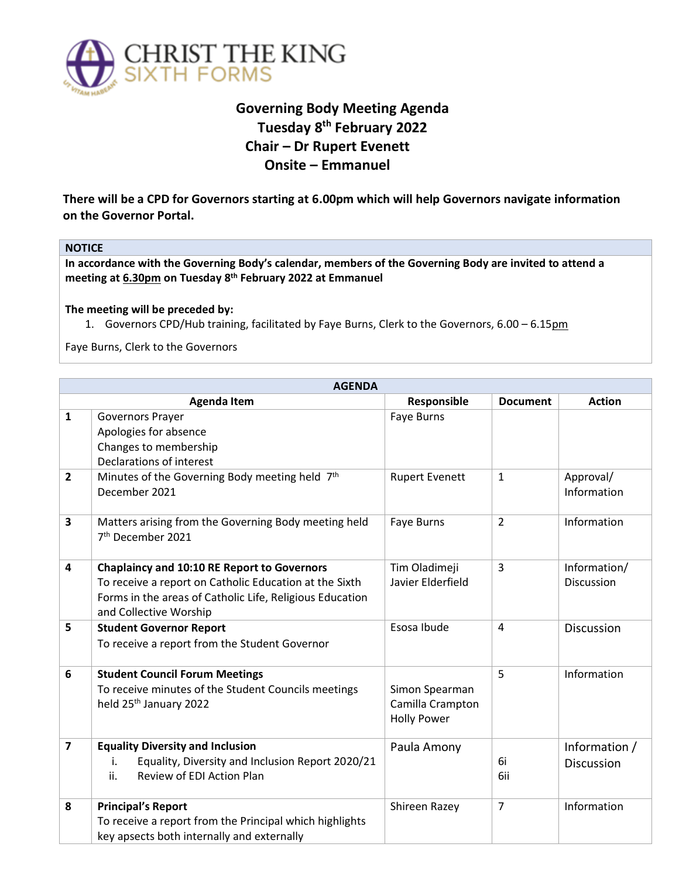CHRIST THE KING
SIXTH FORMS

# Governing Body Meeting Agenda
## Tuesday 8th February 2022
## Chair – Dr Rupert Evenett
## Onsite – Emmanuel

**There will be a CPD for Governors starting at 6.00pm which will help Governors navigate information on the Governor Portal.**

| NOTICE |
|---|
| **In accordance with the Governing Body's calendar, members of the Governing Body are invited to attend a meeting at 6.30pm on Tuesday 8th February 2022 at Emmanuel**<br><br>**The meeting will be preceded by:**<br>1. Governors CPD/Hub training, facilitated by Faye Burns, Clerk to the Governors, 6.00 – 6.15pm<br><br>Faye Burns, Clerk to the Governors |

| AGENDA | | | | |
|---|---|---|---|---|
| | **Agenda Item** | **Responsible** | **Document** | **Action** |
| **1** | Governors Prayer<br>Apologies for absence<br>Changes to membership<br>Declarations of interest | Faye Burns | | |
| **2** | Minutes of the Governing Body meeting held 7th December 2021 | Rupert Evenett | 1 | Approval/ Information |
| **3** | Matters arising from the Governing Body meeting held 7th December 2021 | Faye Burns | 2 | Information |
| **4** | **Chaplaincy and 10:10 RE Report to Governors**<br>To receive a report on Catholic Education at the Sixth Forms in the areas of Catholic Life, Religious Education and Collective Worship | Tim Oladimeji<br>Javier Elderfield | 3 | Information/ Discussion |
| **5** | **Student Governor Report**<br>To receive a report from the Student Governor | Esosa Ibude | 4 | Discussion |
| **6** | **Student Council Forum Meetings**<br>To receive minutes of the Student Councils meetings held 25th January 2022 | Simon Spearman<br>Camilla Crampton<br>Holly Power | 5 | Information |
| **7** | **Equality Diversity and Inclusion**<br>i. Equality, Diversity and Inclusion Report 2020/21<br>ii. Review of EDI Action Plan | Paula Amony | 6i<br>6ii | Information / Discussion |
| **8** | **Principal's Report**<br>To receive a report from the Principal which highlights key apsects both internally and externally | Shireen Razey | 7 | Information |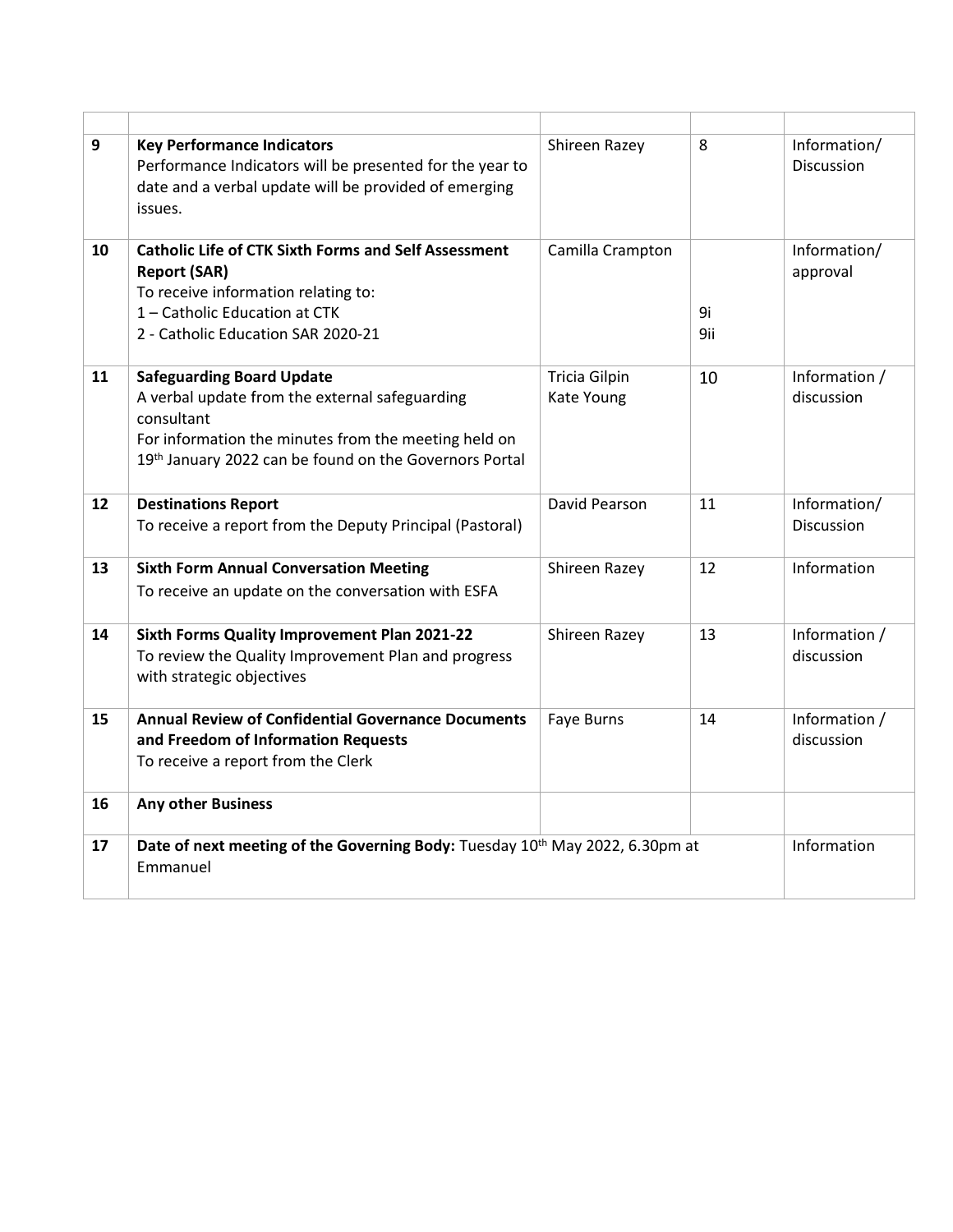| | | | | |
|---|---|---|---|---|
| 9 | **Key Performance Indicators**<br>Performance Indicators will be presented for the year to date and a verbal update will be provided of emerging issues. | Shireen Razey | 8 | Information/ Discussion |
| 10 | **Catholic Life of CTK Sixth Forms and Self Assessment Report (SAR)**<br>To receive information relating to:<br>1 – Catholic Education at CTK<br>2 - Catholic Education SAR 2020-21 | Camilla Crampton | <br><br><br>9i<br>9ii | Information/ approval |
| 11 | **Safeguarding Board Update**<br>A verbal update from the external safeguarding consultant<br>For information the minutes from the meeting held on 19th January 2022 can be found on the Governors Portal | Tricia Gilpin<br>Kate Young | 10 | Information / discussion |
| 12 | **Destinations Report**<br>To receive a report from the Deputy Principal (Pastoral) | David Pearson | 11 | Information/ Discussion |
| 13 | **Sixth Form Annual Conversation Meeting**<br>To receive an update on the conversation with ESFA | Shireen Razey | 12 | Information |
| 14 | **Sixth Forms Quality Improvement Plan 2021-22**<br>To review the Quality Improvement Plan and progress with strategic objectives | Shireen Razey | 13 | Information / discussion |
| 15 | **Annual Review of Confidential Governance Documents and Freedom of Information Requests**<br>To receive a report from the Clerk | Faye Burns | 14 | Information / discussion |
| 16 | **Any other Business** | | | |
| 17 | **Date of next meeting of the Governing Body:** Tuesday 10th May 2022, 6.30pm at Emmanuel | | | Information |